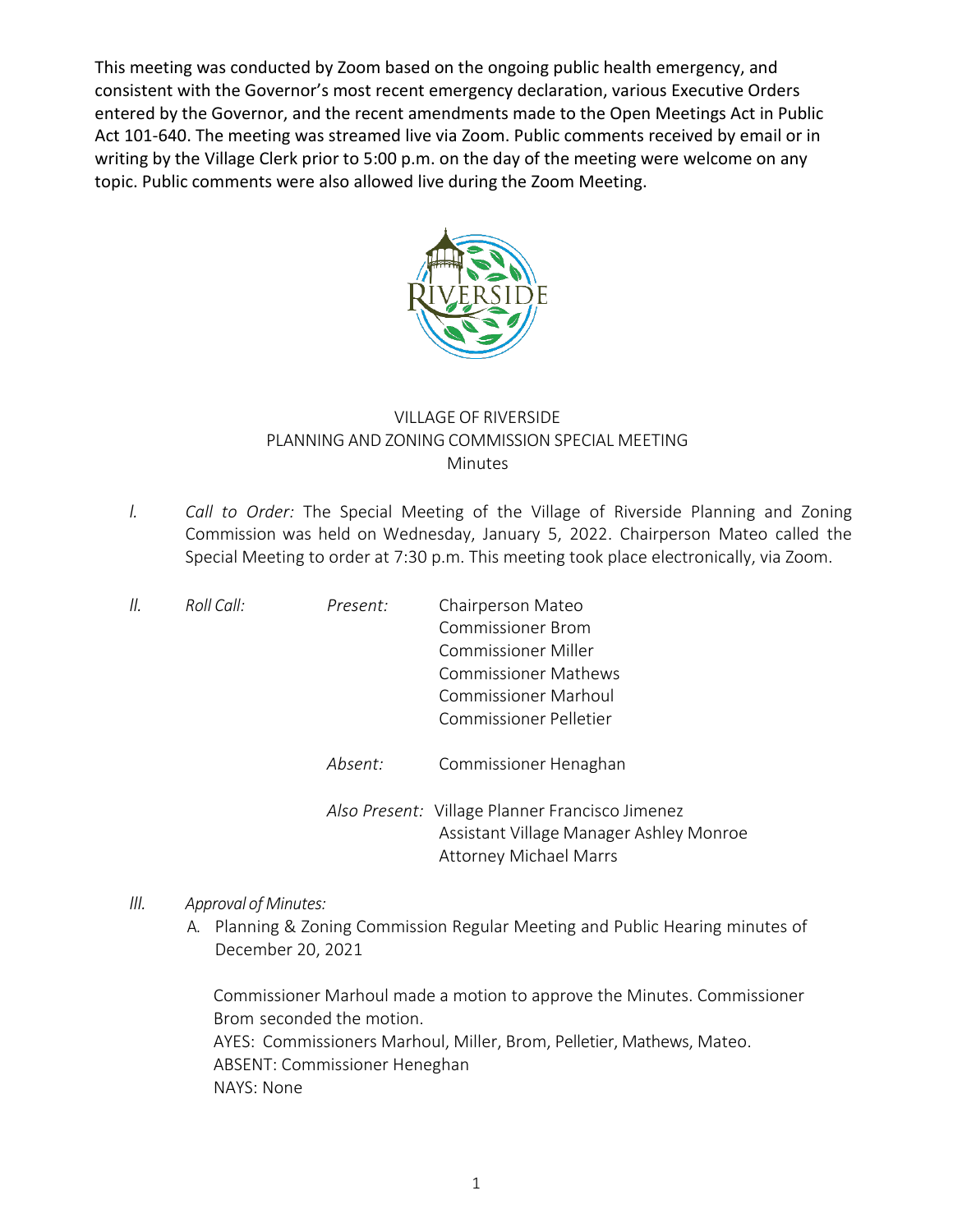This meeting was conducted by Zoom based on the ongoing public health emergency, and consistent with the Governor's most recent emergency declaration, various Executive Orders entered by the Governor, and the recent amendments made to the Open Meetings Act in Public Act 101-640. The meeting was streamed live via Zoom. Public comments received by email or in writing by the Village Clerk prior to 5:00 p.m. on the day of the meeting were welcome on any topic. Public comments were also allowed live during the Zoom Meeting.

VILLAGE OF RIVERSIDE
PLANNING AND ZONING COMMISSION SPECIAL MEETING
Minutes

I. *Call to Order:* The Special Meeting of the Village of Riverside Planning and Zoning Commission was held on Wednesday, January 5, 2022. Chairperson Mateo called the Special Meeting to order at 7:30 p.m. This meeting took place electronically, via Zoom.

II. *Roll Call:*

*Present:*
Chairperson Mateo
Commissioner Brom
Commissioner Miller
Commissioner Mathews
Commissioner Marhoul
Commissioner Pelletier

*Absent:* Commissioner Henaghan

*Also Present:* Village Planner Francisco Jimenez
Assistant Village Manager Ashley Monroe
Attorney Michael Marrs

III. *Approval of Minutes:*

A. Planning & Zoning Commission Regular Meeting and Public Hearing minutes of December 20, 2021

Commissioner Marhoul made a motion to approve the Minutes. Commissioner Brom seconded the motion.
AYES: Commissioners Marhoul, Miller, Brom, Pelletier, Mathews, Mateo.
ABSENT: Commissioner Heneghan
NAYS: None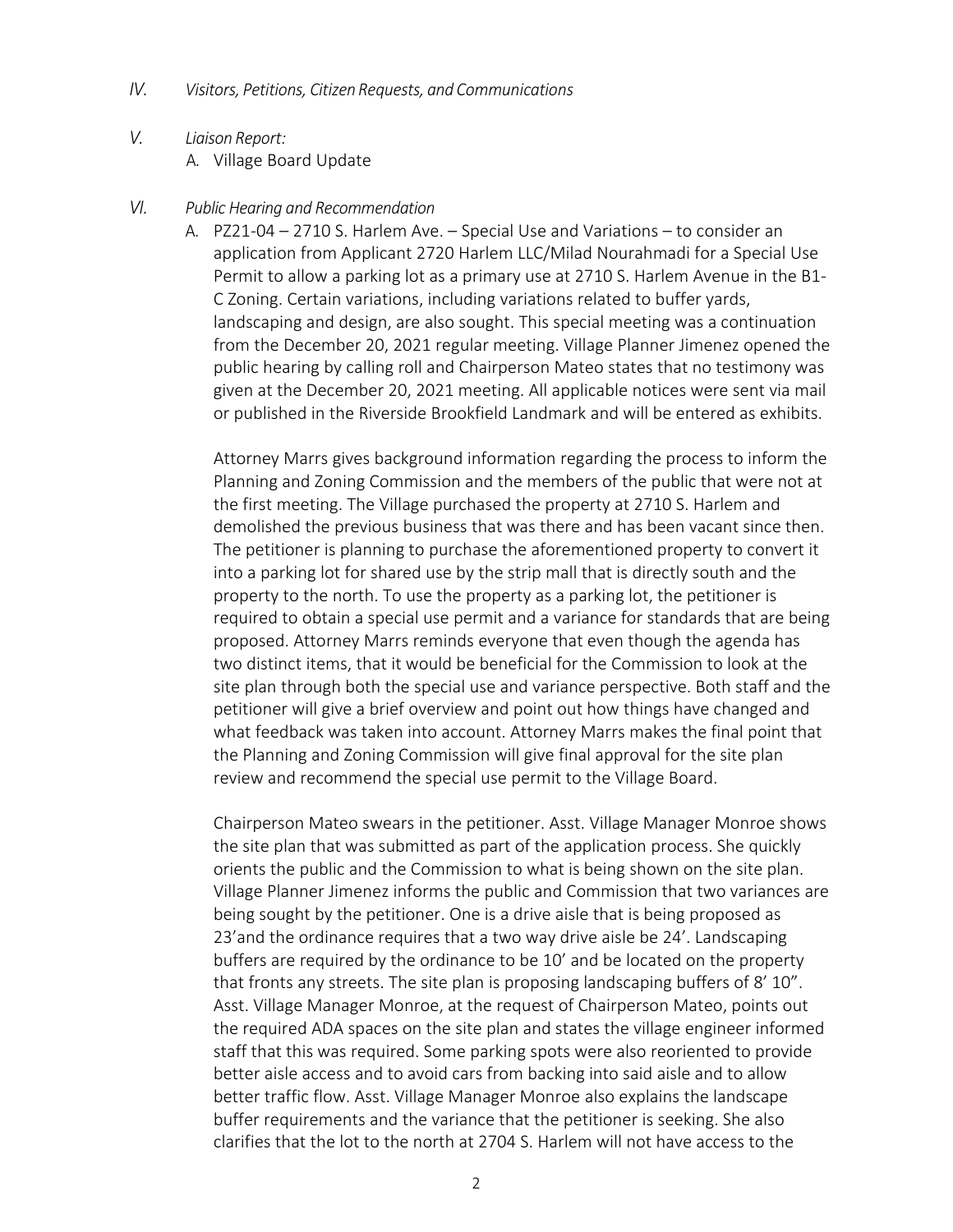IV. *Visitors, Petitions, Citizen Requests, and Communications*

V. *Liaison Report:*

A. Village Board Update

VI. *Public Hearing and Recommendation*

A. PZ21-04 – 2710 S. Harlem Ave. – Special Use and Variations – to consider an application from Applicant 2720 Harlem LLC/Milad Nourahmadi for a Special Use Permit to allow a parking lot as a primary use at 2710 S. Harlem Avenue in the B1-C Zoning. Certain variations, including variations related to buffer yards, landscaping and design, are also sought. This special meeting was a continuation from the December 20, 2021 regular meeting. Village Planner Jimenez opened the public hearing by calling roll and Chairperson Mateo states that no testimony was given at the December 20, 2021 meeting. All applicable notices were sent via mail or published in the Riverside Brookfield Landmark and will be entered as exhibits.

Attorney Marrs gives background information regarding the process to inform the Planning and Zoning Commission and the members of the public that were not at the first meeting. The Village purchased the property at 2710 S. Harlem and demolished the previous business that was there and has been vacant since then. The petitioner is planning to purchase the aforementioned property to convert it into a parking lot for shared use by the strip mall that is directly south and the property to the north. To use the property as a parking lot, the petitioner is required to obtain a special use permit and a variance for standards that are being proposed. Attorney Marrs reminds everyone that even though the agenda has two distinct items, that it would be beneficial for the Commission to look at the site plan through both the special use and variance perspective. Both staff and the petitioner will give a brief overview and point out how things have changed and what feedback was taken into account. Attorney Marrs makes the final point that the Planning and Zoning Commission will give final approval for the site plan review and recommend the special use permit to the Village Board.

Chairperson Mateo swears in the petitioner. Asst. Village Manager Monroe shows the site plan that was submitted as part of the application process. She quickly orients the public and the Commission to what is being shown on the site plan. Village Planner Jimenez informs the public and Commission that two variances are being sought by the petitioner. One is a drive aisle that is being proposed as 23'and the ordinance requires that a two way drive aisle be 24'. Landscaping buffers are required by the ordinance to be 10' and be located on the property that fronts any streets. The site plan is proposing landscaping buffers of 8' 10". Asst. Village Manager Monroe, at the request of Chairperson Mateo, points out the required ADA spaces on the site plan and states the village engineer informed staff that this was required. Some parking spots were also reoriented to provide better aisle access and to avoid cars from backing into said aisle and to allow better traffic flow. Asst. Village Manager Monroe also explains the landscape buffer requirements and the variance that the petitioner is seeking. She also clarifies that the lot to the north at 2704 S. Harlem will not have access to the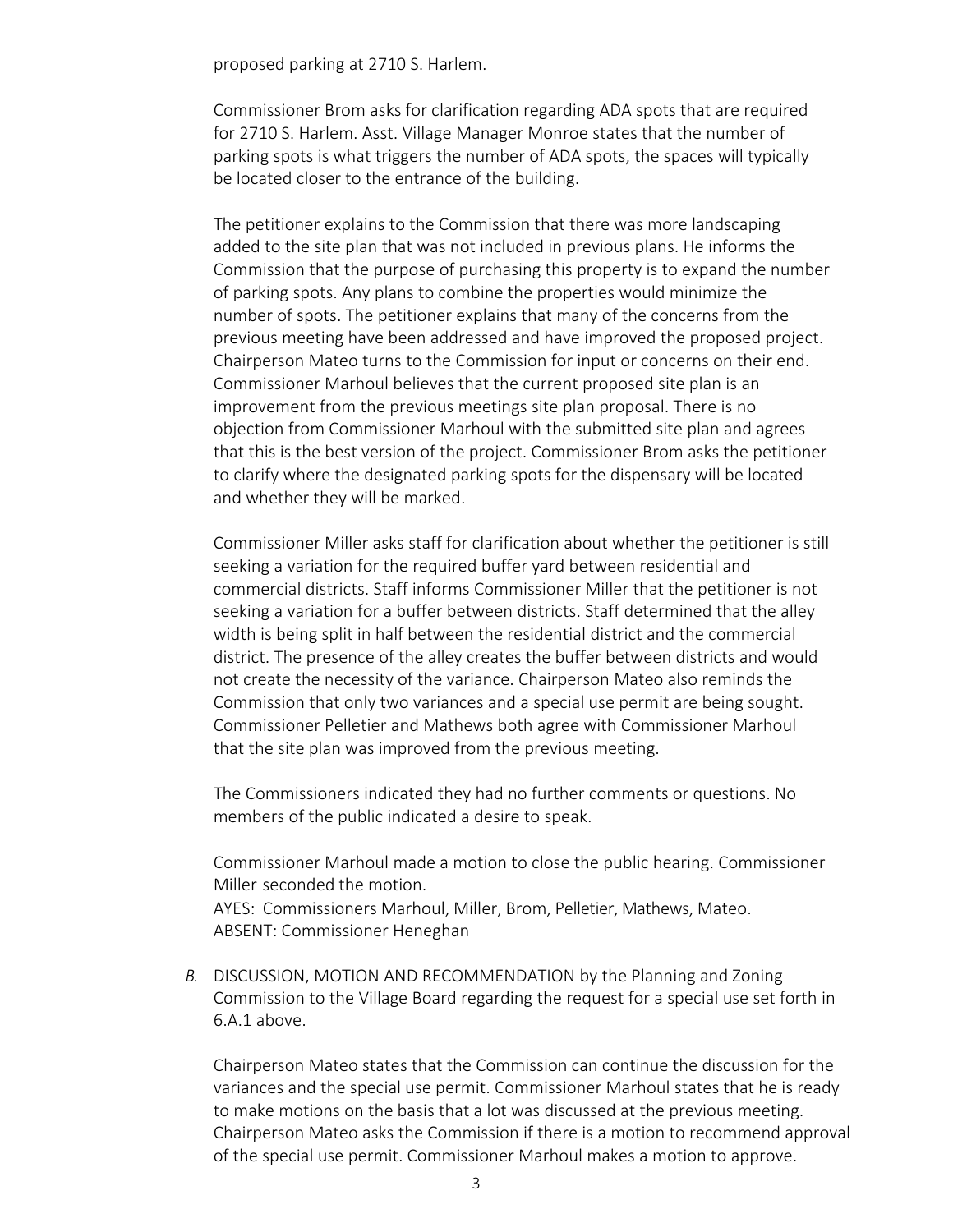proposed parking at 2710 S. Harlem.

Commissioner Brom asks for clarification regarding ADA spots that are required for 2710 S. Harlem. Asst. Village Manager Monroe states that the number of parking spots is what triggers the number of ADA spots, the spaces will typically be located closer to the entrance of the building.

The petitioner explains to the Commission that there was more landscaping added to the site plan that was not included in previous plans. He informs the Commission that the purpose of purchasing this property is to expand the number of parking spots. Any plans to combine the properties would minimize the number of spots. The petitioner explains that many of the concerns from the previous meeting have been addressed and have improved the proposed project. Chairperson Mateo turns to the Commission for input or concerns on their end. Commissioner Marhoul believes that the current proposed site plan is an improvement from the previous meetings site plan proposal. There is no objection from Commissioner Marhoul with the submitted site plan and agrees that this is the best version of the project. Commissioner Brom asks the petitioner to clarify where the designated parking spots for the dispensary will be located and whether they will be marked.

Commissioner Miller asks staff for clarification about whether the petitioner is still seeking a variation for the required buffer yard between residential and commercial districts. Staff informs Commissioner Miller that the petitioner is not seeking a variation for a buffer between districts. Staff determined that the alley width is being split in half between the residential district and the commercial district. The presence of the alley creates the buffer between districts and would not create the necessity of the variance. Chairperson Mateo also reminds the Commission that only two variances and a special use permit are being sought. Commissioner Pelletier and Mathews both agree with Commissioner Marhoul that the site plan was improved from the previous meeting.

The Commissioners indicated they had no further comments or questions. No members of the public indicated a desire to speak.

Commissioner Marhoul made a motion to close the public hearing. Commissioner Miller seconded the motion.
AYES: Commissioners Marhoul, Miller, Brom, Pelletier, Mathews, Mateo.
ABSENT: Commissioner Heneghan

*B.* DISCUSSION, MOTION AND RECOMMENDATION by the Planning and Zoning Commission to the Village Board regarding the request for a special use set forth in 6.A.1 above.

Chairperson Mateo states that the Commission can continue the discussion for the variances and the special use permit. Commissioner Marhoul states that he is ready to make motions on the basis that a lot was discussed at the previous meeting. Chairperson Mateo asks the Commission if there is a motion to recommend approval of the special use permit. Commissioner Marhoul makes a motion to approve.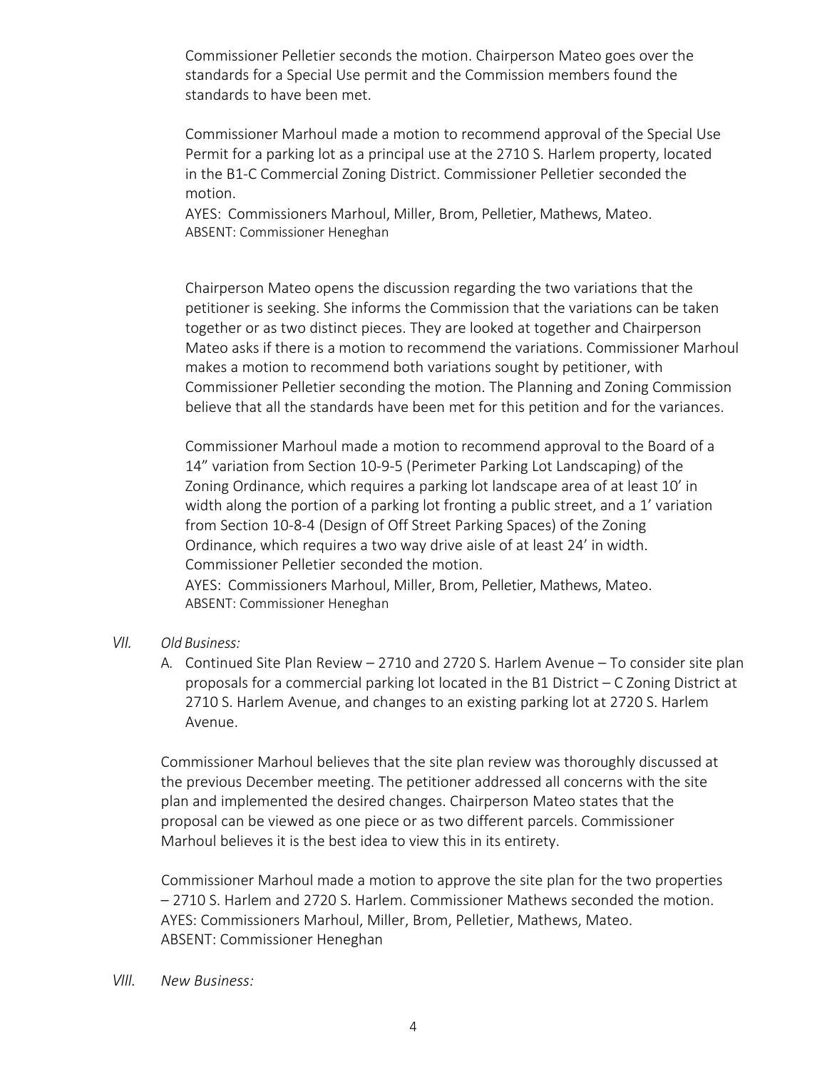Commissioner Pelletier seconds the motion. Chairperson Mateo goes over the standards for a Special Use permit and the Commission members found the standards to have been met.

Commissioner Marhoul made a motion to recommend approval of the Special Use Permit for a parking lot as a principal use at the 2710 S. Harlem property, located in the B1-C Commercial Zoning District. Commissioner Pelletier seconded the motion.
AYES: Commissioners Marhoul, Miller, Brom, Pelletier, Mathews, Mateo.
ABSENT: Commissioner Heneghan

Chairperson Mateo opens the discussion regarding the two variations that the petitioner is seeking. She informs the Commission that the variations can be taken together or as two distinct pieces. They are looked at together and Chairperson Mateo asks if there is a motion to recommend the variations. Commissioner Marhoul makes a motion to recommend both variations sought by petitioner, with Commissioner Pelletier seconding the motion. The Planning and Zoning Commission believe that all the standards have been met for this petition and for the variances.

Commissioner Marhoul made a motion to recommend approval to the Board of a 14" variation from Section 10-9-5 (Perimeter Parking Lot Landscaping) of the Zoning Ordinance, which requires a parking lot landscape area of at least 10' in width along the portion of a parking lot fronting a public street, and a 1' variation from Section 10-8-4 (Design of Off Street Parking Spaces) of the Zoning Ordinance, which requires a two way drive aisle of at least 24' in width. Commissioner Pelletier seconded the motion.
AYES: Commissioners Marhoul, Miller, Brom, Pelletier, Mathews, Mateo.
ABSENT: Commissioner Heneghan

*VII. Old Business:*

A. Continued Site Plan Review – 2710 and 2720 S. Harlem Avenue – To consider site plan proposals for a commercial parking lot located in the B1 District – C Zoning District at 2710 S. Harlem Avenue, and changes to an existing parking lot at 2720 S. Harlem Avenue.

Commissioner Marhoul believes that the site plan review was thoroughly discussed at the previous December meeting. The petitioner addressed all concerns with the site plan and implemented the desired changes. Chairperson Mateo states that the proposal can be viewed as one piece or as two different parcels. Commissioner Marhoul believes it is the best idea to view this in its entirety.

Commissioner Marhoul made a motion to approve the site plan for the two properties – 2710 S. Harlem and 2720 S. Harlem. Commissioner Mathews seconded the motion.
AYES: Commissioners Marhoul, Miller, Brom, Pelletier, Mathews, Mateo.
ABSENT: Commissioner Heneghan

*VIII. New Business:*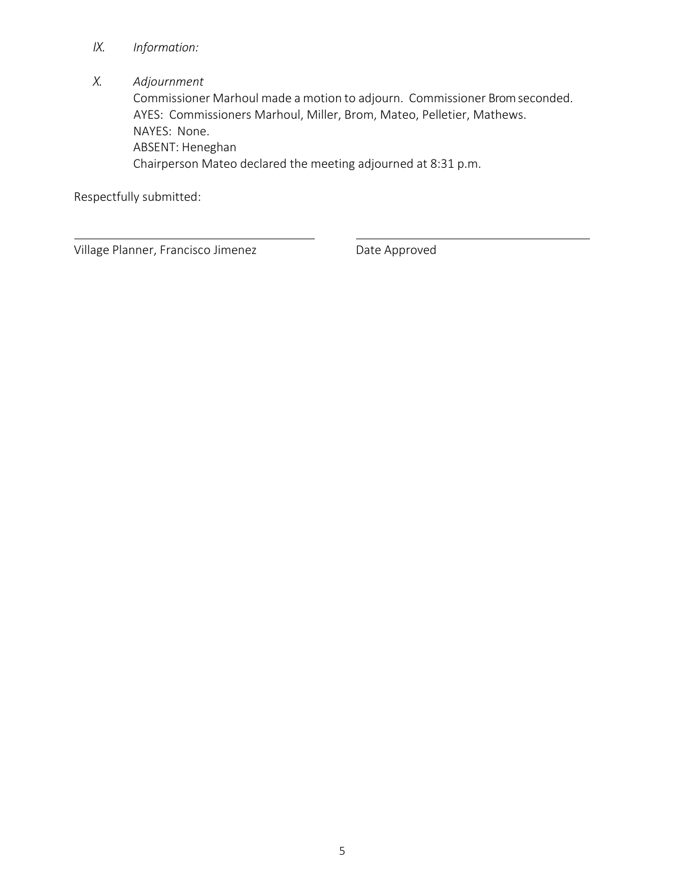*IX. Information:*

*X. Adjournment*

Commissioner Marhoul made a motion to adjourn. Commissioner Brom seconded.
AYES: Commissioners Marhoul, Miller, Brom, Mateo, Pelletier, Mathews.
NAYES: None.
ABSENT: Heneghan
Chairperson Mateo declared the meeting adjourned at 8:31 p.m.

Respectfully submitted:

| | |
|---|---|
| \_\_\_\_\_\_\_\_\_\_\_\_\_\_\_\_\_\_\_\_\_\_\_\_\_\_\_\_\_\_\_\_\_ | \_\_\_\_\_\_\_\_\_\_\_\_\_\_\_\_\_\_\_\_\_\_\_\_\_\_\_\_\_\_\_\_\_ |
| Village Planner, Francisco Jimenez | Date Approved |